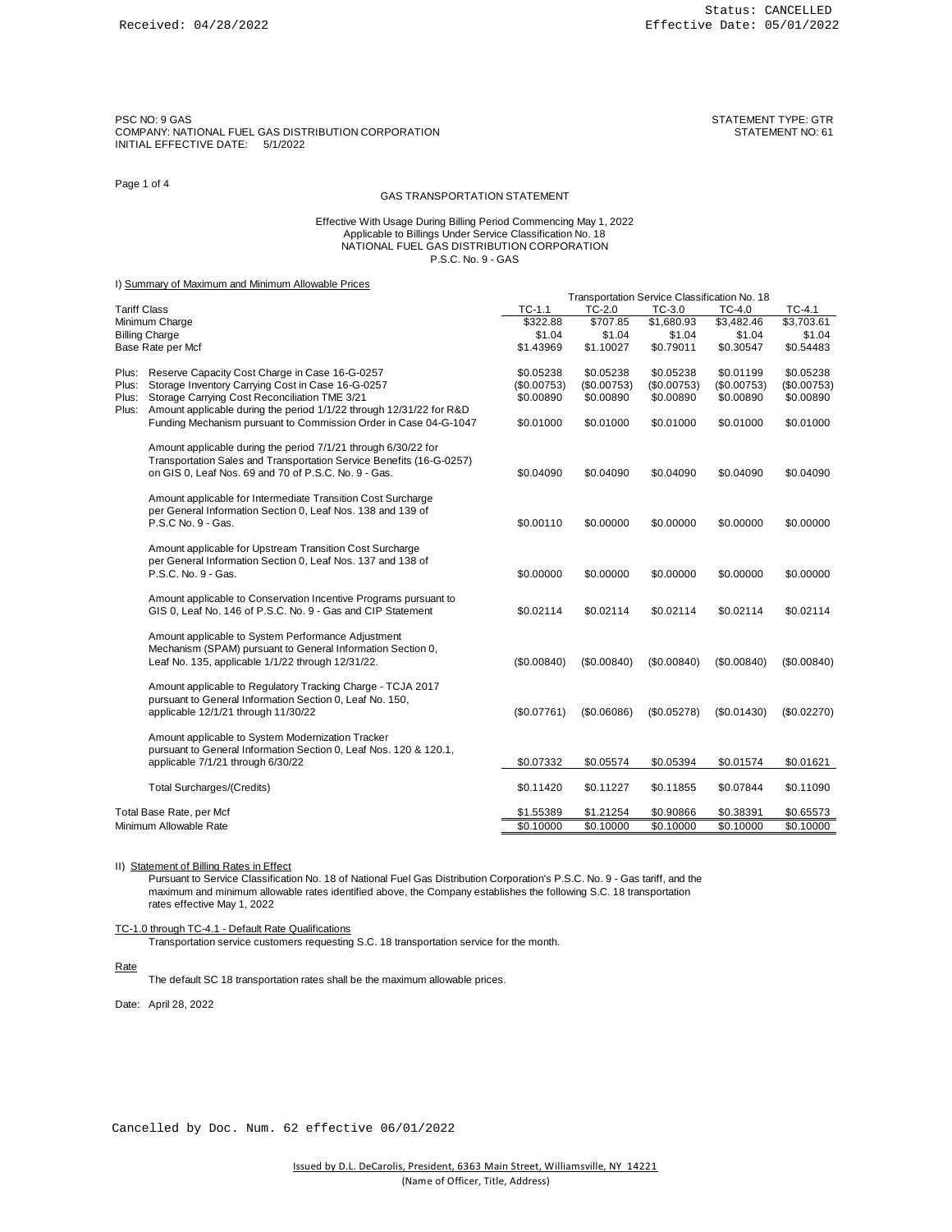Received: 04/28/2022

Status: CANCELLED
Effective Date: 05/01/2022

PSC NO: 9 GAS
COMPANY: NATIONAL FUEL GAS DISTRIBUTION CORPORATION
INITIAL EFFECTIVE DATE: 5/1/2022

STATEMENT TYPE: GTR
STATEMENT NO: 61

Page 1 of 4

## GAS TRANSPORTATION STATEMENT

Effective With Usage During Billing Period Commencing May 1, 2022
Applicable to Billings Under Service Classification No. 18
NATIONAL FUEL GAS DISTRIBUTION CORPORATION
P.S.C. No. 9 - GAS

### I) Summary of Maximum and Minimum Allowable Prices

| | Transportation Service Classification No. 18 | | | | |
|---|---|---|---|---|---|
| Tariff Class | TC-1.1 | TC-2.0 | TC-3.0 | TC-4.0 | TC-4.1 |
| Minimum Charge | $322.88 | $707.85 | $1,680.93 | $3,482.46 | $3,703.61 |
| Billing Charge | $1.04 | $1.04 | $1.04 | $1.04 | $1.04 |
| Base Rate per Mcf | $1.43969 | $1.10027 | $0.79011 | $0.30547 | $0.54483 |
| Plus: Reserve Capacity Cost Charge in Case 16-G-0257 | $0.05238 | $0.05238 | $0.05238 | $0.01199 | $0.05238 |
| Plus: Storage Inventory Carrying Cost in Case 16-G-0257 | ($0.00753) | ($0.00753) | ($0.00753) | ($0.00753) | ($0.00753) |
| Plus: Storage Carrying Cost Reconciliation TME 3/21 | $0.00890 | $0.00890 | $0.00890 | $0.00890 | $0.00890 |
| Plus: Amount applicable during the period 1/1/22 through 12/31/22 for R&D Funding Mechanism pursuant to Commission Order in Case 04-G-1047 | $0.01000 | $0.01000 | $0.01000 | $0.01000 | $0.01000 |
| Amount applicable during the period 7/1/21 through 6/30/22 for Transportation Sales and Transportation Service Benefits (16-G-0257) on GIS 0, Leaf Nos. 69 and 70 of P.S.C. No. 9 - Gas. | $0.04090 | $0.04090 | $0.04090 | $0.04090 | $0.04090 |
| Amount applicable for Intermediate Transition Cost Surcharge per General Information Section 0, Leaf Nos. 138 and 139 of P.S.C No. 9 - Gas. | $0.00110 | $0.00000 | $0.00000 | $0.00000 | $0.00000 |
| Amount applicable for Upstream Transition Cost Surcharge per General Information Section 0, Leaf Nos. 137 and 138 of P.S.C. No. 9 - Gas. | $0.00000 | $0.00000 | $0.00000 | $0.00000 | $0.00000 |
| Amount applicable to Conservation Incentive Programs pursuant to GIS 0, Leaf No. 146 of P.S.C. No. 9 - Gas and CIP Statement | $0.02114 | $0.02114 | $0.02114 | $0.02114 | $0.02114 |
| Amount applicable to System Performance Adjustment Mechanism (SPAM) pursuant to General Information Section 0, Leaf No. 135, applicable 1/1/22 through 12/31/22. | ($0.00840) | ($0.00840) | ($0.00840) | ($0.00840) | ($0.00840) |
| Amount applicable to Regulatory Tracking Charge - TCJA 2017 pursuant to General Information Section 0, Leaf No. 150, applicable 12/1/21 through 11/30/22 | ($0.07761) | ($0.06086) | ($0.05278) | ($0.01430) | ($0.02270) |
| Amount applicable to System Modernization Tracker pursuant to General Information Section 0, Leaf Nos. 120 & 120.1, applicable 7/1/21 through 6/30/22 | $0.07332 | $0.05574 | $0.05394 | $0.01574 | $0.01621 |
| Total Surcharges/(Credits) | $0.11420 | $0.11227 | $0.11855 | $0.07844 | $0.11090 |
| Total Base Rate, per Mcf | $1.55389 | $1.21254 | $0.90866 | $0.38391 | $0.65573 |
| Minimum Allowable Rate | $0.10000 | $0.10000 | $0.10000 | $0.10000 | $0.10000 |

### II) Statement of Billing Rates in Effect

Pursuant to Service Classification No. 18 of National Fuel Gas Distribution Corporation's P.S.C. No. 9 - Gas tariff, and the maximum and minimum allowable rates identified above, the Company establishes the following S.C. 18 transportation rates effective May 1, 2022

TC-1.0 through TC-4.1 - Default Rate Qualifications

Transportation service customers requesting S.C. 18 transportation service for the month.

Rate

The default SC 18 transportation rates shall be the maximum allowable prices.

Date: April 28, 2022

Cancelled by Doc. Num. 62 effective 06/01/2022

Issued by D.L. DeCarolis, President, 6363 Main Street, Williamsville, NY 14221
(Name of Officer, Title, Address)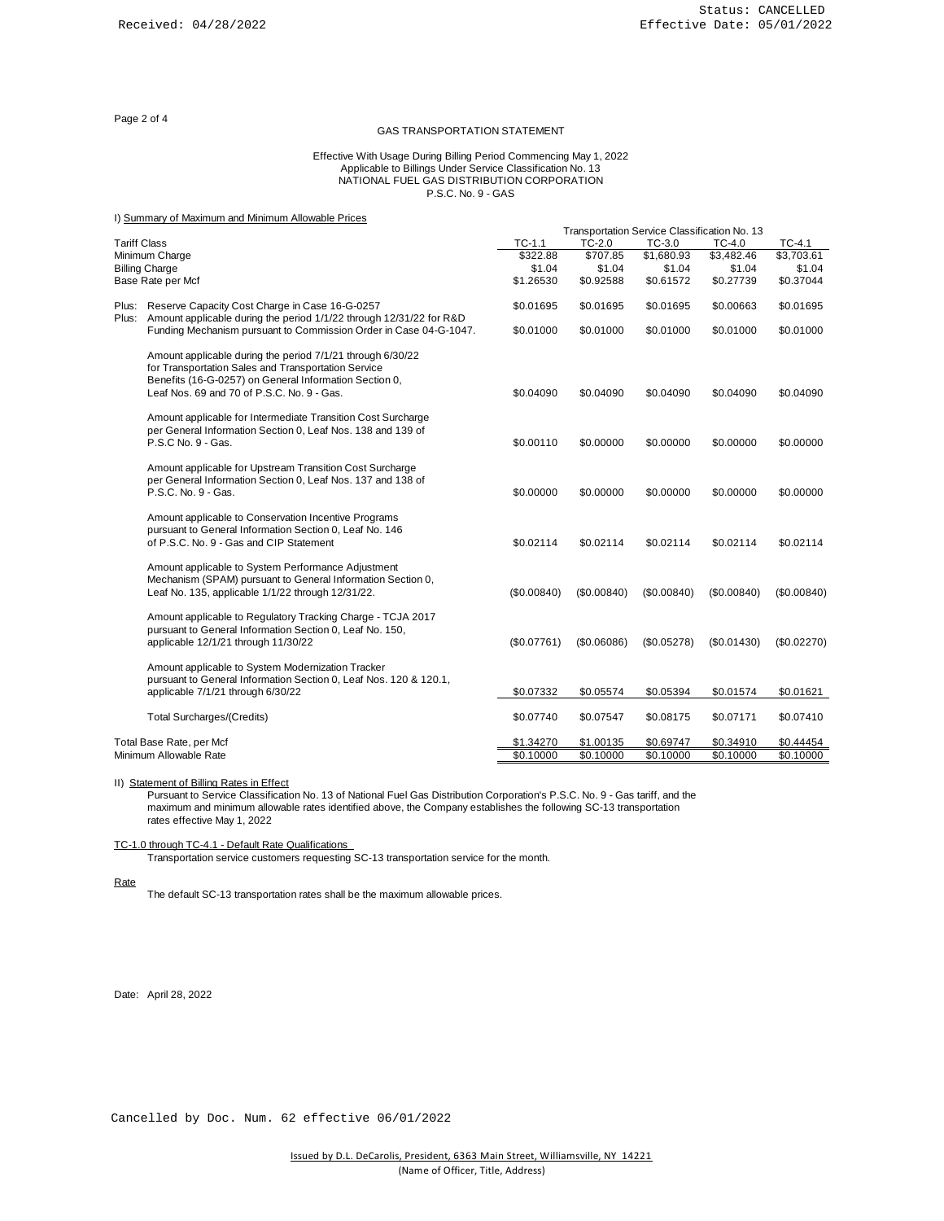Received: 04/28/2022

Status: CANCELLED
Effective Date: 05/01/2022

## GAS TRANSPORTATION STATEMENT

Effective With Usage During Billing Period Commencing May 1, 2022
Applicable to Billings Under Service Classification No. 13
NATIONAL FUEL GAS DISTRIBUTION CORPORATION
P.S.C. No. 9 - GAS

### I) Summary of Maximum and Minimum Allowable Prices

| | Transportation Service Classification No. 13 | | | | |
|---|---|---|---|---|---|
| Tariff Class | TC-1.1 | TC-2.0 | TC-3.0 | TC-4.0 | TC-4.1 |
| Minimum Charge | $322.88 | $707.85 | $1,680.93 | $3,482.46 | $3,703.61 |
| Billing Charge | $1.04 | $1.04 | $1.04 | $1.04 | $1.04 |
| Base Rate per Mcf | $1.26530 | $0.92588 | $0.61572 | $0.27739 | $0.37044 |
| Plus: Reserve Capacity Cost Charge in Case 16-G-0257 | $0.01695 | $0.01695 | $0.01695 | $0.00663 | $0.01695 |
| Plus: Amount applicable during the period 1/1/22 through 12/31/22 for R&D Funding Mechanism pursuant to Commission Order in Case 04-G-1047. | $0.01000 | $0.01000 | $0.01000 | $0.01000 | $0.01000 |
| Amount applicable during the period 7/1/21 through 6/30/22 for Transportation Sales and Transportation Service Benefits (16-G-0257) on General Information Section 0, Leaf Nos. 69 and 70 of P.S.C. No. 9 - Gas. | $0.04090 | $0.04090 | $0.04090 | $0.04090 | $0.04090 |
| Amount applicable for Intermediate Transition Cost Surcharge per General Information Section 0, Leaf Nos. 138 and 139 of P.S.C No. 9 - Gas. | $0.00110 | $0.00000 | $0.00000 | $0.00000 | $0.00000 |
| Amount applicable for Upstream Transition Cost Surcharge per General Information Section 0, Leaf Nos. 137 and 138 of P.S.C. No. 9 - Gas. | $0.00000 | $0.00000 | $0.00000 | $0.00000 | $0.00000 |
| Amount applicable to Conservation Incentive Programs pursuant to General Information Section 0, Leaf No. 146 of P.S.C. No. 9 - Gas and CIP Statement | $0.02114 | $0.02114 | $0.02114 | $0.02114 | $0.02114 |
| Amount applicable to System Performance Adjustment Mechanism (SPAM) pursuant to General Information Section 0, Leaf No. 135, applicable 1/1/22 through 12/31/22. | ($0.00840) | ($0.00840) | ($0.00840) | ($0.00840) | ($0.00840) |
| Amount applicable to Regulatory Tracking Charge - TCJA 2017 pursuant to General Information Section 0, Leaf No. 150, applicable 12/1/21 through 11/30/22 | ($0.07761) | ($0.06086) | ($0.05278) | ($0.01430) | ($0.02270) |
| Amount applicable to System Modernization Tracker pursuant to General Information Section 0, Leaf Nos. 120 & 120.1, applicable 7/1/21 through 6/30/22 | $0.07332 | $0.05574 | $0.05394 | $0.01574 | $0.01621 |
| Total Surcharges/(Credits) | $0.07740 | $0.07547 | $0.08175 | $0.07171 | $0.07410 |
| Total Base Rate, per Mcf | $1.34270 | $1.00135 | $0.69747 | $0.34910 | $0.44454 |
| Minimum Allowable Rate | $0.10000 | $0.10000 | $0.10000 | $0.10000 | $0.10000 |

### II) Statement of Billing Rates in Effect

Pursuant to Service Classification No. 13 of National Fuel Gas Distribution Corporation's P.S.C. No. 9 - Gas tariff, and the maximum and minimum allowable rates identified above, the Company establishes the following SC-13 transportation rates effective May 1, 2022

TC-1.0 through TC-4.1 - Default Rate Qualifications

Transportation service customers requesting SC-13 transportation service for the month.

Rate

The default SC-13 transportation rates shall be the maximum allowable prices.

Date: April 28, 2022

Cancelled by Doc. Num. 62 effective 06/01/2022

Issued by D.L. DeCarolis, President, 6363 Main Street, Williamsville, NY 14221
(Name of Officer, Title, Address)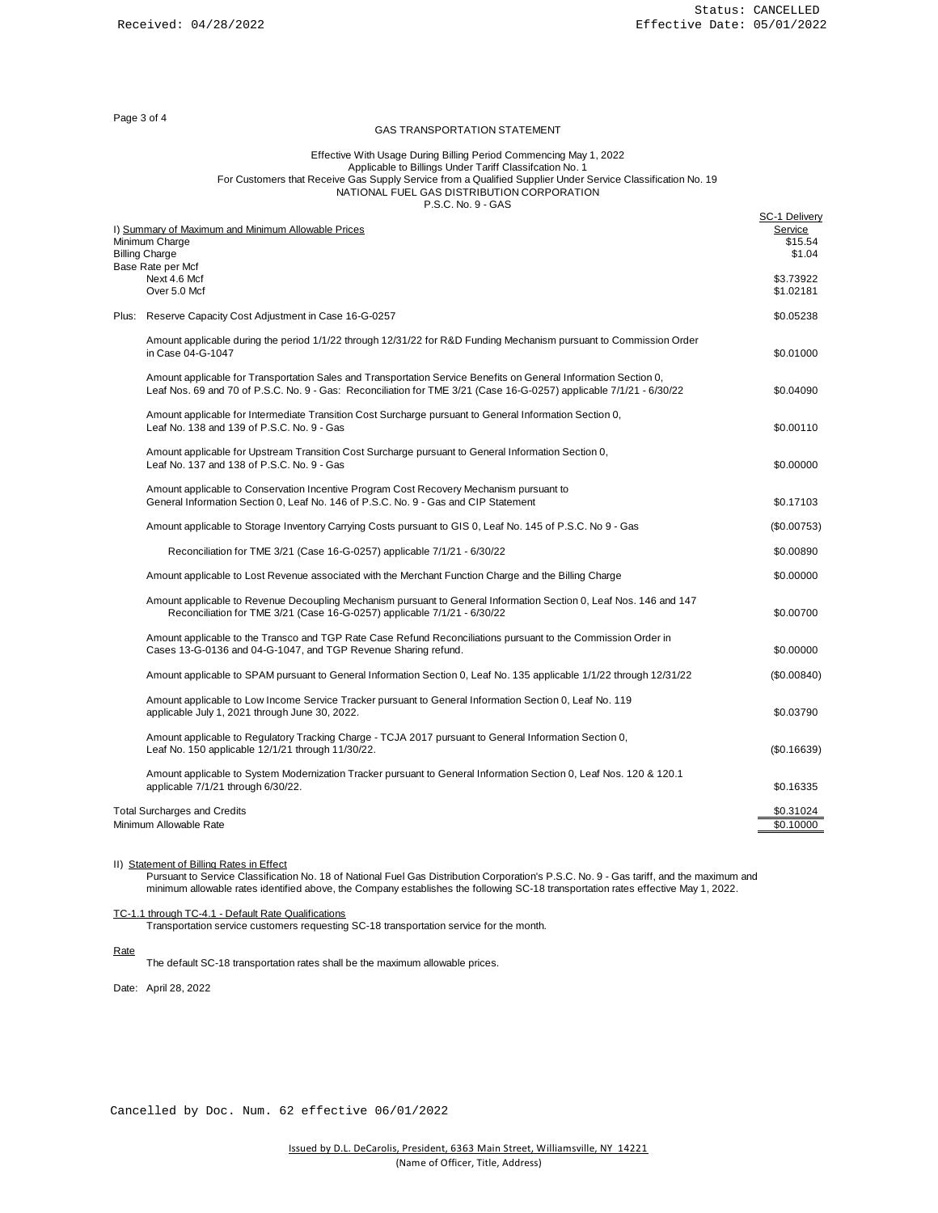Received: 04/28/2022

Status: CANCELLED
Effective Date: 05/01/2022

GAS TRANSPORTATION STATEMENT

Effective With Usage During Billing Period Commencing May 1, 2022
Applicable to Billings Under Tariff Classifcation No. 1
For Customers that Receive Gas Supply Service from a Qualified Supplier Under Service Classification No. 19
NATIONAL FUEL GAS DISTRIBUTION CORPORATION
P.S.C. No. 9 - GAS

| I) Summary of Maximum and Minimum Allowable Prices | SC-1 Delivery Service |
|---|---|
| Minimum Charge | $15.54 |
| Billing Charge | $1.04 |
| Base Rate per Mcf | |
| Next 4.6 Mcf | $3.73922 |
| Over 5.0 Mcf | $1.02181 |
| Plus: Reserve Capacity Cost Adjustment in Case 16-G-0257 | $0.05238 |
| Amount applicable during the period 1/1/22 through 12/31/22 for R&D Funding Mechanism pursuant to Commission Order in Case 04-G-1047 | $0.01000 |
| Amount applicable for Transportation Sales and Transportation Service Benefits on General Information Section 0, Leaf Nos. 69 and 70 of P.S.C. No. 9 - Gas: Reconciliation for TME 3/21 (Case 16-G-0257) applicable 7/1/21 - 6/30/22 | $0.04090 |
| Amount applicable for Intermediate Transition Cost Surcharge pursuant to General Information Section 0, Leaf No. 138 and 139 of P.S.C. No. 9 - Gas | $0.00110 |
| Amount applicable for Upstream Transition Cost Surcharge pursuant to General Information Section 0, Leaf No. 137 and 138 of P.S.C. No. 9 - Gas | $0.00000 |
| Amount applicable to Conservation Incentive Program Cost Recovery Mechanism pursuant to General Information Section 0, Leaf No. 146 of P.S.C. No. 9 - Gas and CIP Statement | $0.17103 |
| Amount applicable to Storage Inventory Carrying Costs pursuant to GIS 0, Leaf No. 145 of P.S.C. No 9 - Gas | ($0.00753) |
| Reconciliation for TME 3/21 (Case 16-G-0257) applicable 7/1/21 - 6/30/22 | $0.00890 |
| Amount applicable to Lost Revenue associated with the Merchant Function Charge and the Billing Charge | $0.00000 |
| Amount applicable to Revenue Decoupling Mechanism pursuant to General Information Section 0, Leaf Nos. 146 and 147 Reconciliation for TME 3/21 (Case 16-G-0257) applicable 7/1/21 - 6/30/22 | $0.00700 |
| Amount applicable to the Transco and TGP Rate Case Refund Reconciliations pursuant to the Commission Order in Cases 13-G-0136 and 04-G-1047, and TGP Revenue Sharing refund. | $0.00000 |
| Amount applicable to SPAM pursuant to General Information Section 0, Leaf No. 135 applicable 1/1/22 through 12/31/22 | ($0.00840) |
| Amount applicable to Low Income Service Tracker pursuant to General Information Section 0, Leaf No. 119 applicable July 1, 2021 through June 30, 2022. | $0.03790 |
| Amount applicable to Regulatory Tracking Charge - TCJA 2017 pursuant to General Information Section 0, Leaf No. 150 applicable 12/1/21 through 11/30/22. | ($0.16639) |
| Amount applicable to System Modernization Tracker pursuant to General Information Section 0, Leaf Nos. 120 & 120.1 applicable 7/1/21 through 6/30/22. | $0.16335 |
| Total Surcharges and Credits | $0.31024 |
| Minimum Allowable Rate | $0.10000 |

II) Statement of Billing Rates in Effect

Pursuant to Service Classification No. 18 of National Fuel Gas Distribution Corporation's P.S.C. No. 9 - Gas tariff, and the maximum and minimum allowable rates identified above, the Company establishes the following SC-18 transportation rates effective May 1, 2022.

TC-1.1 through TC-4.1 - Default Rate Qualifications

Transportation service customers requesting SC-18 transportation service for the month.

Rate

The default SC-18 transportation rates shall be the maximum allowable prices.

Date: April 28, 2022

Cancelled by Doc. Num. 62 effective 06/01/2022

Issued by D.L. DeCarolis, President, 6363 Main Street, Williamsville, NY 14221
(Name of Officer, Title, Address)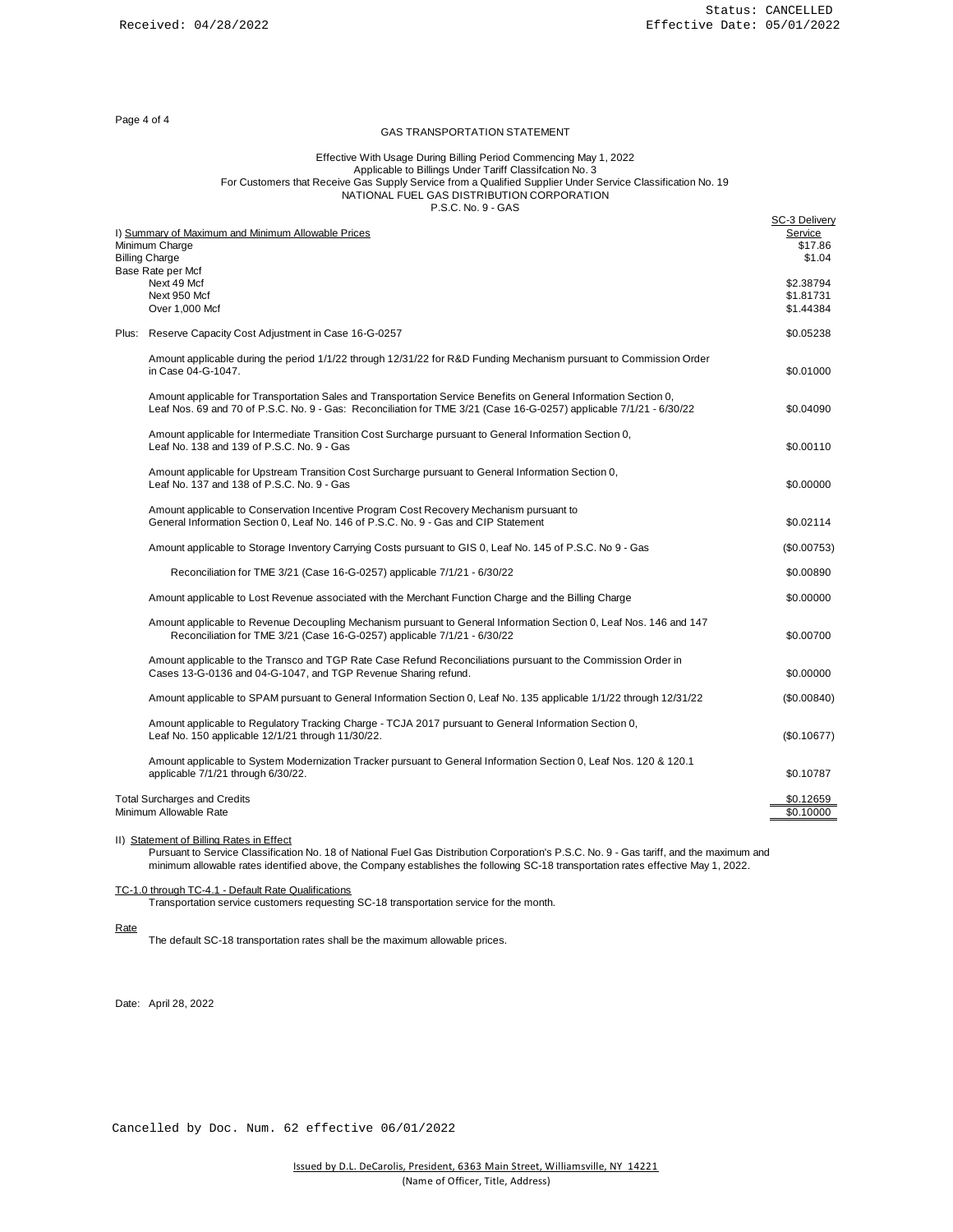Received: 04/28/2022

Status: CANCELLED
Effective Date: 05/01/2022

## GAS TRANSPORTATION STATEMENT

Effective With Usage During Billing Period Commencing May 1, 2022
Applicable to Billings Under Tariff Classifcation No. 3
For Customers that Receive Gas Supply Service from a Qualified Supplier Under Service Classification No. 19
NATIONAL FUEL GAS DISTRIBUTION CORPORATION
P.S.C. No. 9 - GAS

| I) Summary of Maximum and Minimum Allowable Prices | SC-3 Delivery Service |
|---|---|
| Minimum Charge | $17.86 |
| Billing Charge | $1.04 |
| Base Rate per Mcf | |
| Next 49 Mcf | $2.38794 |
| Next 950 Mcf | $1.81731 |
| Over 1,000 Mcf | $1.44384 |
| Plus: Reserve Capacity Cost Adjustment in Case 16-G-0257 | $0.05238 |
| Amount applicable during the period 1/1/22 through 12/31/22 for R&D Funding Mechanism pursuant to Commission Order in Case 04-G-1047. | $0.01000 |
| Amount applicable for Transportation Sales and Transportation Service Benefits on General Information Section 0, Leaf Nos. 69 and 70 of P.S.C. No. 9 - Gas: Reconciliation for TME 3/21 (Case 16-G-0257) applicable 7/1/21 - 6/30/22 | $0.04090 |
| Amount applicable for Intermediate Transition Cost Surcharge pursuant to General Information Section 0, Leaf No. 138 and 139 of P.S.C. No. 9 - Gas | $0.00110 |
| Amount applicable for Upstream Transition Cost Surcharge pursuant to General Information Section 0, Leaf No. 137 and 138 of P.S.C. No. 9 - Gas | $0.00000 |
| Amount applicable to Conservation Incentive Program Cost Recovery Mechanism pursuant to General Information Section 0, Leaf No. 146 of P.S.C. No. 9 - Gas and CIP Statement | $0.02114 |
| Amount applicable to Storage Inventory Carrying Costs pursuant to GIS 0, Leaf No. 145 of P.S.C No 9 - Gas | ($0.00753) |
| Reconciliation for TME 3/21 (Case 16-G-0257) applicable 7/1/21 - 6/30/22 | $0.00890 |
| Amount applicable to Lost Revenue associated with the Merchant Function Charge and the Billing Charge | $0.00000 |
| Amount applicable to Revenue Decoupling Mechanism pursuant to General Information Section 0, Leaf Nos. 146 and 147 Reconciliation for TME 3/21 (Case 16-G-0257) applicable 7/1/21 - 6/30/22 | $0.00700 |
| Amount applicable to the Transco and TGP Rate Case Refund Reconciliations pursuant to the Commission Order in Cases 13-G-0136 and 04-G-1047, and TGP Revenue Sharing refund. | $0.00000 |
| Amount applicable to SPAM pursuant to General Information Section 0, Leaf No. 135 applicable 1/1/22 through 12/31/22 | ($0.00840) |
| Amount applicable to Regulatory Tracking Charge - TCJA 2017 pursuant to General Information Section 0, Leaf No. 150 applicable 12/1/21 through 11/30/22. | ($0.10677) |
| Amount applicable to System Modernization Tracker pursuant to General Information Section 0, Leaf Nos. 120 & 120.1 applicable 7/1/21 through 6/30/22. | $0.10787 |
| Total Surcharges and Credits | $0.12659 |
| Minimum Allowable Rate | $0.10000 |

II) Statement of Billing Rates in Effect

Pursuant to Service Classification No. 18 of National Fuel Gas Distribution Corporation's P.S.C. No. 9 - Gas tariff, and the maximum and minimum allowable rates identified above, the Company establishes the following SC-18 transportation rates effective May 1, 2022.

TC-1.0 through TC-4.1 - Default Rate Qualifications

Transportation service customers requesting SC-18 transportation service for the month.

Rate

The default SC-18 transportation rates shall be the maximum allowable prices.

Date: April 28, 2022

Cancelled by Doc. Num. 62 effective 06/01/2022

Issued by D.L. DeCarolis, President, 6363 Main Street, Williamsville, NY 14221
(Name of Officer, Title, Address)